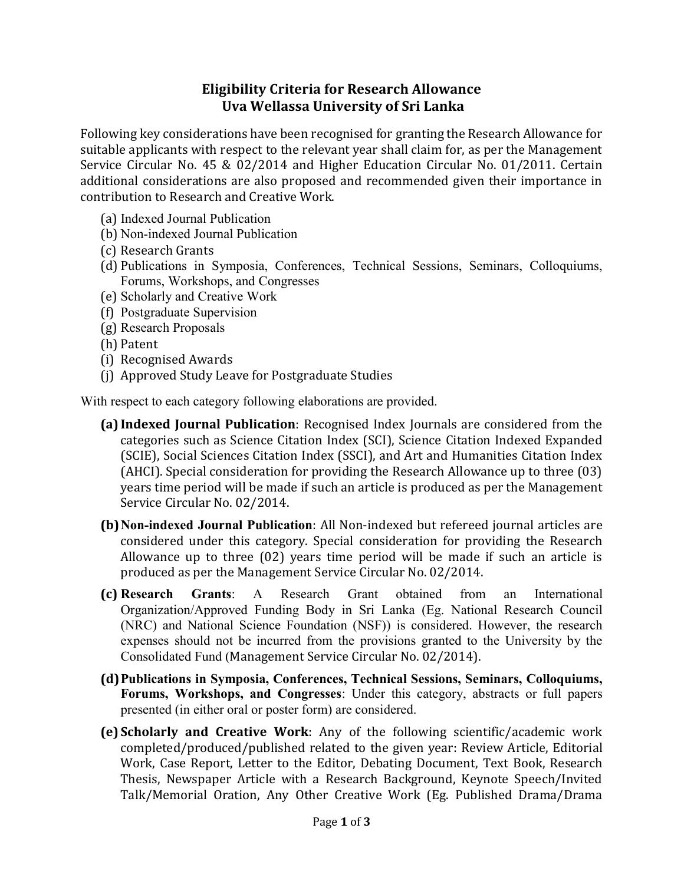# Eligibility Criteria for Research Allowance
# Uva Wellassa University of Sri Lanka

Following key considerations have been recognised for granting the Research Allowance for suitable applicants with respect to the relevant year shall claim for, as per the Management Service Circular No. 45 & 02/2014 and Higher Education Circular No. 01/2011. Certain additional considerations are also proposed and recommended given their importance in contribution to Research and Creative Work.

(a) Indexed Journal Publication
(b) Non-indexed Journal Publication
(c) Research Grants
(d) Publications in Symposia, Conferences, Technical Sessions, Seminars, Colloquiums, Forums, Workshops, and Congresses
(e) Scholarly and Creative Work
(f) Postgraduate Supervision
(g) Research Proposals
(h) Patent
(i) Recognised Awards
(j) Approved Study Leave for Postgraduate Studies

With respect to each category following elaborations are provided.

**(a) Indexed Journal Publication**: Recognised Index Journals are considered from the categories such as Science Citation Index (SCI), Science Citation Indexed Expanded (SCIE), Social Sciences Citation Index (SSCI), and Art and Humanities Citation Index (AHCI). Special consideration for providing the Research Allowance up to three (03) years time period will be made if such an article is produced as per the Management Service Circular No. 02/2014.

**(b) Non-indexed Journal Publication**: All Non-indexed but refereed journal articles are considered under this category. Special consideration for providing the Research Allowance up to three (02) years time period will be made if such an article is produced as per the Management Service Circular No. 02/2014.

**(c) Research Grants**: A Research Grant obtained from an International Organization/Approved Funding Body in Sri Lanka (Eg. National Research Council (NRC) and National Science Foundation (NSF)) is considered. However, the research expenses should not be incurred from the provisions granted to the University by the Consolidated Fund (Management Service Circular No. 02/2014).

**(d) Publications in Symposia, Conferences, Technical Sessions, Seminars, Colloquiums, Forums, Workshops, and Congresses**: Under this category, abstracts or full papers presented (in either oral or poster form) are considered.

**(e) Scholarly and Creative Work**: Any of the following scientific/academic work completed/produced/published related to the given year: Review Article, Editorial Work, Case Report, Letter to the Editor, Debating Document, Text Book, Research Thesis, Newspaper Article with a Research Background, Keynote Speech/Invited Talk/Memorial Oration, Any Other Creative Work (Eg. Published Drama/Drama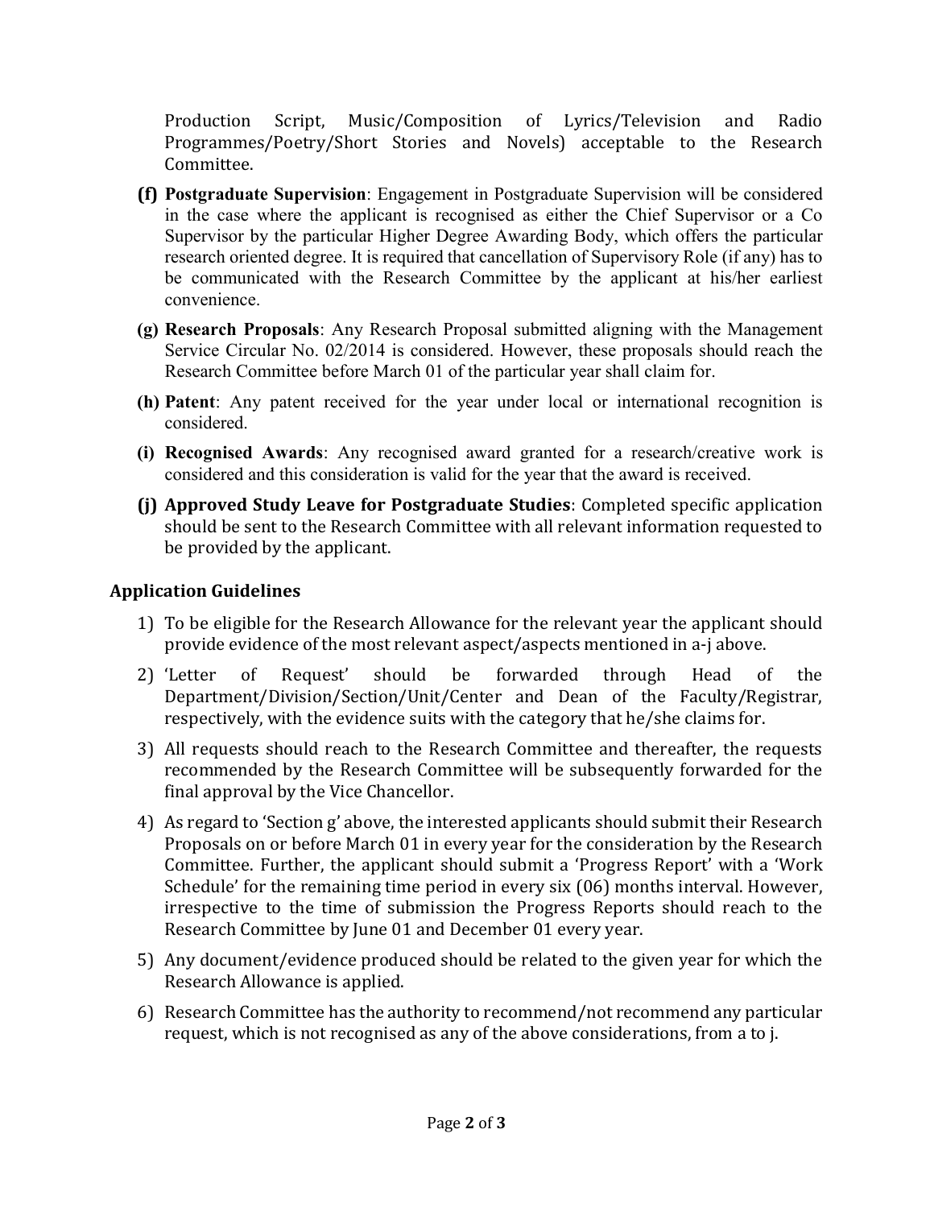Production Script, Music/Composition of Lyrics/Television and Radio Programmes/Poetry/Short Stories and Novels) acceptable to the Research Committee.

**(f) Postgraduate Supervision**: Engagement in Postgraduate Supervision will be considered in the case where the applicant is recognised as either the Chief Supervisor or a Co Supervisor by the particular Higher Degree Awarding Body, which offers the particular research oriented degree. It is required that cancellation of Supervisory Role (if any) has to be communicated with the Research Committee by the applicant at his/her earliest convenience.

**(g) Research Proposals**: Any Research Proposal submitted aligning with the Management Service Circular No. 02/2014 is considered. However, these proposals should reach the Research Committee before March 01 of the particular year shall claim for.

**(h) Patent**: Any patent received for the year under local or international recognition is considered.

**(i) Recognised Awards**: Any recognised award granted for a research/creative work is considered and this consideration is valid for the year that the award is received.

**(j) Approved Study Leave for Postgraduate Studies**: Completed specific application should be sent to the Research Committee with all relevant information requested to be provided by the applicant.

## Application Guidelines

1) To be eligible for the Research Allowance for the relevant year the applicant should provide evidence of the most relevant aspect/aspects mentioned in a-j above.
2) 'Letter of Request' should be forwarded through Head of the Department/Division/Section/Unit/Center and Dean of the Faculty/Registrar, respectively, with the evidence suits with the category that he/she claims for.
3) All requests should reach to the Research Committee and thereafter, the requests recommended by the Research Committee will be subsequently forwarded for the final approval by the Vice Chancellor.
4) As regard to 'Section g' above, the interested applicants should submit their Research Proposals on or before March 01 in every year for the consideration by the Research Committee. Further, the applicant should submit a 'Progress Report' with a 'Work Schedule' for the remaining time period in every six (06) months interval. However, irrespective to the time of submission the Progress Reports should reach to the Research Committee by June 01 and December 01 every year.
5) Any document/evidence produced should be related to the given year for which the Research Allowance is applied.
6) Research Committee has the authority to recommend/not recommend any particular request, which is not recognised as any of the above considerations, from a to j.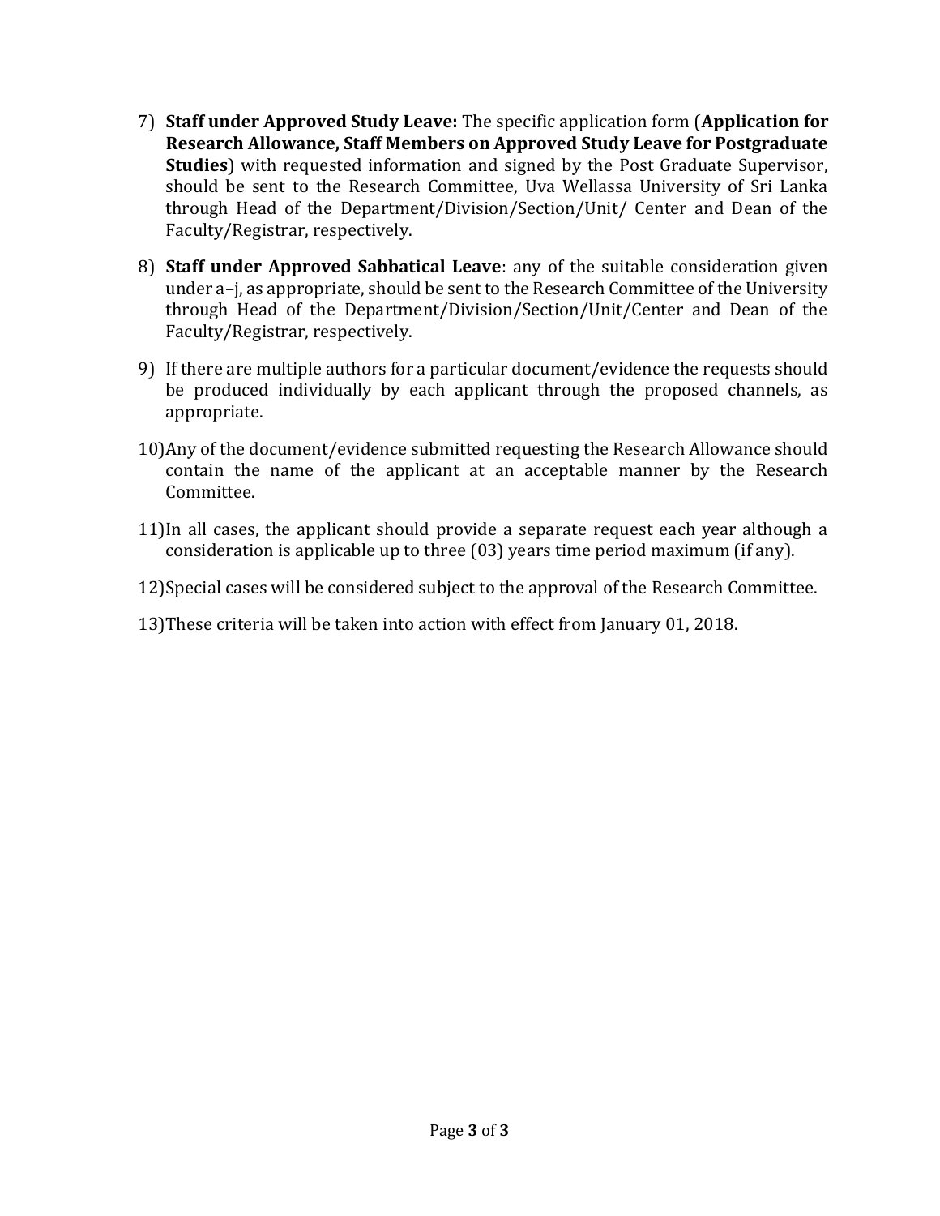7) **Staff under Approved Study Leave:** The specific application form (**Application for Research Allowance, Staff Members on Approved Study Leave for Postgraduate Studies**) with requested information and signed by the Post Graduate Supervisor, should be sent to the Research Committee, Uva Wellassa University of Sri Lanka through Head of the Department/Division/Section/Unit/ Center and Dean of the Faculty/Registrar, respectively.

8) **Staff under Approved Sabbatical Leave**: any of the suitable consideration given under a–j, as appropriate, should be sent to the Research Committee of the University through Head of the Department/Division/Section/Unit/Center and Dean of the Faculty/Registrar, respectively.

9) If there are multiple authors for a particular document/evidence the requests should be produced individually by each applicant through the proposed channels, as appropriate.

10) Any of the document/evidence submitted requesting the Research Allowance should contain the name of the applicant at an acceptable manner by the Research Committee.

11) In all cases, the applicant should provide a separate request each year although a consideration is applicable up to three (03) years time period maximum (if any).

12) Special cases will be considered subject to the approval of the Research Committee.

13) These criteria will be taken into action with effect from January 01, 2018.